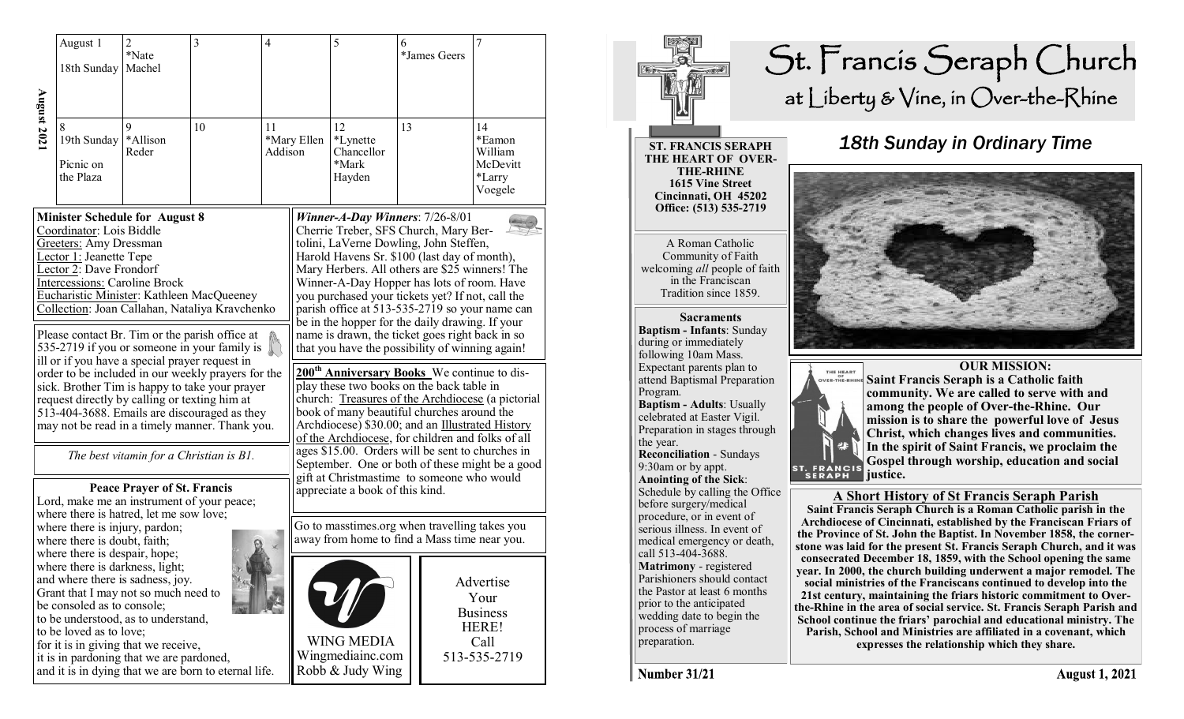**August 2021**

| | | | | | | |
|---|---|---|---|---|---|---|
| August 1<br>18th Sunday | 2<br>*Nate Machel | 3 | 4 | 5 | 6<br>*James Geers | 7 |
| 8<br>19th Sunday<br>Picnic on the Plaza | 9<br>*Allison Reder | 10 | 11<br>*Mary Ellen Addison | 12<br>*Lynette Chancellor<br>*Mark Hayden | 13 | 14<br>*Eamon William McDevitt<br>*Larry Voegele |

**Minister Schedule for August 8**

Coordinator: Lois Biddle
Greeters: Amy Dressman
Lector 1: Jeanette Tepe
Lector 2: Dave Frondorf
Intercessions: Caroline Brock
Eucharistic Minister: Kathleen MacQueeney
Collection: Joan Callahan, Nataliya Kravchenko

Please contact Br. Tim or the parish office at 535-2719 if you or someone in your family is ill or if you have a special prayer request in order to be included in our weekly prayers for the sick. Brother Tim is happy to take your prayer request directly by calling or texting him at 513-404-3688. Emails are discouraged as they may not be read in a timely manner. Thank you.

*The best vitamin for a Christian is B1.*

**Peace Prayer of St. Francis**

Lord, make me an instrument of your peace;
where there is hatred, let me sow love;
where there is injury, pardon;
where there is doubt, faith;
where there is despair, hope;
where there is darkness, light;
and where there is sadness, joy.
Grant that I may not so much need to be consoled as to console;
to be understood, as to understand,
to be loved as to love;
for it is in giving that we receive,
it is in pardoning that we are pardoned,
and it is in dying that we are born to eternal life.

***Winner-A-Day Winners***: 7/26-8/01
Cherrie Treber, SFS Church, Mary Bertolini, LaVerne Dowling, John Steffen, Harold Havens Sr. $100 (last day of month), Mary Herbers. All others are $25 winners! The Winner-A-Day Hopper has lots of room. Have you purchased your tickets yet? If not, call the parish office at 513-535-2719 so your name can be in the hopper for the daily drawing. If your name is drawn, the ticket goes right back in so that you have the possibility of winning again!

**200th Anniversary Books** We continue to display these two books on the back table in church: Treasures of the Archdiocese (a pictorial book of many beautiful churches around the Archdiocese) $30.00; and an Illustrated History of the Archdiocese, for children and folks of all ages $15.00. Orders will be sent to churches in September. One or both of these might be a good gift at Christmastime to someone who would appreciate a book of this kind.

Go to masstimes.org when travelling takes you away from home to find a Mass time near you.

WING MEDIA
Wingmediainc.com
Robb & Judy Wing

Advertise Your Business HERE!
Call 513-535-2719

# St. Francis Seraph Church

## at Liberty & Vine, in Over-the-Rhine

## *18th Sunday in Ordinary Time*

**ST. FRANCIS SERAPH THE HEART OF OVER-THE-RHINE**
**1615 Vine Street**
**Cincinnati, OH 45202**
**Office: (513) 535-2719**

A Roman Catholic Community of Faith welcoming *all* people of faith in the Franciscan Tradition since 1859.

**Sacraments**

**Baptism - Infants**: Sunday during or immediately following 10am Mass. Expectant parents plan to attend Baptismal Preparation Program.

**Baptism - Adults**: Usually celebrated at Easter Vigil. Preparation in stages through the year.

**Reconciliation** - Sundays 9:30am or by appt.

**Anointing of the Sick**: Schedule by calling the Office before surgery/medical procedure, or in event of serious illness. In event of medical emergency or death, call 513-404-3688.

**Matrimony** - registered Parishioners should contact the Pastor at least 6 months prior to the anticipated wedding date to begin the process of marriage preparation.

**OUR MISSION:**

**Saint Francis Seraph is a Catholic faith community. We are called to serve with and among the people of Over-the-Rhine. Our mission is to share the powerful love of Jesus Christ, which changes lives and communities. In the spirit of Saint Francis, we proclaim the Gospel through worship, education and social justice.**

**A Short History of St Francis Seraph Parish**

**Saint Francis Seraph Church is a Roman Catholic parish in the Archdiocese of Cincinnati, established by the Franciscan Friars of the Province of St. John the Baptist. In November 1858, the cornerstone was laid for the present St. Francis Seraph Church, and it was consecrated December 18, 1859, with the School opening the same year. In 2000, the church building underwent a major remodel. The social ministries of the Franciscans continued to develop into the 21st century, maintaining the friars historic commitment to Over-the-Rhine in the area of social service. St. Francis Seraph Parish and School continue the friars' parochial and educational ministry. The Parish, School and Ministries are affiliated in a covenant, which expresses the relationship which they share.**

**Number 31/21** **August 1, 2021**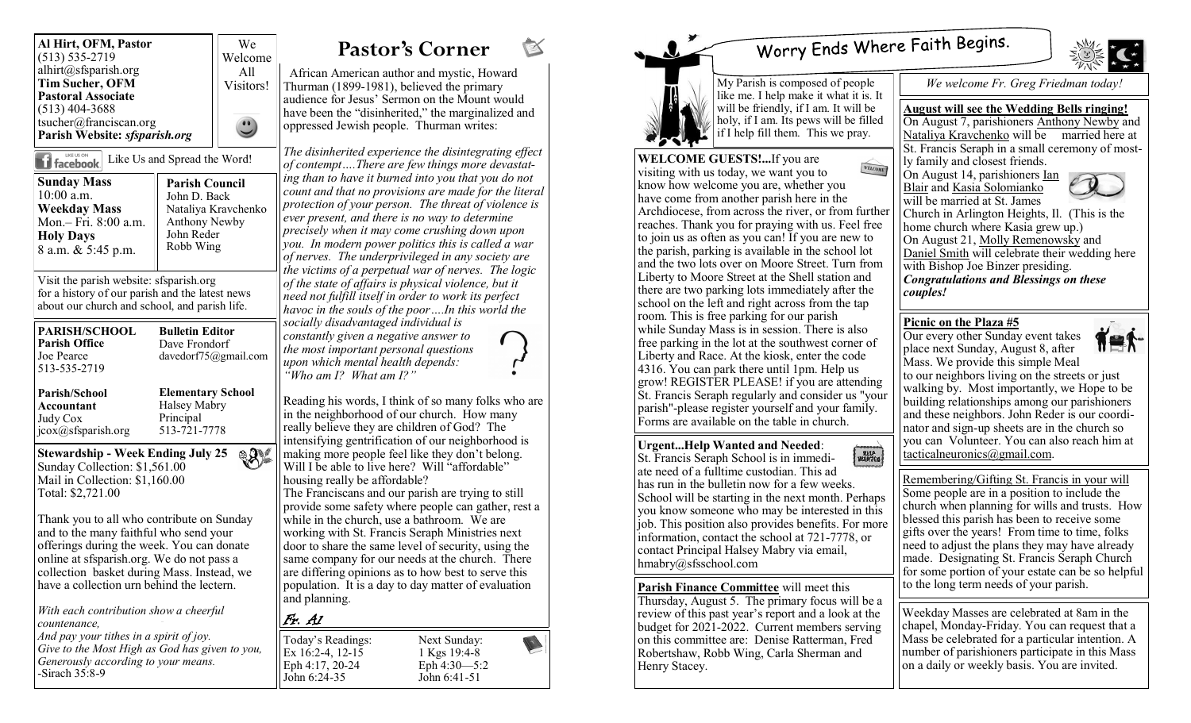**Al Hirt, OFM, Pastor**
(513) 535-2719
alhirt@sfsparish.org
**Tim Sucher, OFM**
**Pastoral Associate**
(513) 404-3688
tsucher@franciscan.org
**Parish Website:** ***sfsparish.org***

We Welcome All Visitors!

Like Us and Spread the Word!

**Sunday Mass**
10:00 a.m.
**Weekday Mass**
Mon.– Fri. 8:00 a.m.
**Holy Days**
8 a.m. & 5:45 p.m.

**Parish Council**
John D. Back
Nataliya Kravchenko
Anthony Newby
John Reder
Robb Wing

Visit the parish website: sfsparish.org for a history of our parish and the latest news about our church and school, and parish life.

**PARISH/SCHOOL Parish Office**
Joe Pearce
513-535-2719

**Bulletin Editor**
Dave Frondorf
davedorf75@gmail.com

**Parish/School Accountant**
Judy Cox
jcox@sfsparish.org

**Elementary School**
Halsey Mabry
Principal
513-721-7778

**Stewardship - Week Ending July 25**
Sunday Collection: $1,561.00
Mail in Collection: $1,160.00
Total: $2,721.00

Thank you to all who contribute on Sunday and to the many faithful who send your offerings during the week. You can donate online at sfsparish.org. We do not pass a collection basket during Mass. Instead, we have a collection urn behind the lectern.

*With each contribution show a cheerful countenance,*
*And pay your tithes in a spirit of joy.*
*Give to the Most High as God has given to you,*
*Generously according to your means.*
-Sirach 35:8-9

# Pastor's Corner

African American author and mystic, Howard Thurman (1899-1981), believed the primary audience for Jesus' Sermon on the Mount would have been the "disinherited," the marginalized and oppressed Jewish people. Thurman writes:

*The disinherited experience the disintegrating effect of contempt….There are few things more devastating than to have it burned into you that you do not count and that no provisions are made for the literal protection of your person. The threat of violence is ever present, and there is no way to determine precisely when it may come crushing down upon you. In modern power politics this is called a war of nerves. The underprivileged in any society are the victims of a perpetual war of nerves. The logic of the state of affairs is physical violence, but it need not fulfill itself in order to work its perfect havoc in the souls of the poor….In this world the socially disadvantaged individual is constantly given a negative answer to the most important personal questions upon which mental health depends: "Who am I? What am I?"*

Reading his words, I think of so many folks who are in the neighborhood of our church. How many really believe they are children of God? The intensifying gentrification of our neighborhood is making more people feel like they don't belong. Will I be able to live here? Will "affordable" housing really be affordable?
The Franciscans and our parish are trying to still provide some safety where people can gather, rest a while in the church, use a bathroom. We are working with St. Francis Seraph Ministries next door to share the same level of security, using the same company for our needs at the church. There are differing opinions as to how best to serve this population. It is a day to day matter of evaluation and planning.

*Fr. Al*

| Today's Readings: | Next Sunday: |
|---|---|
| Ex 16:2-4, 12-15 | 1 Kgs 19:4-8 |
| Eph 4:17, 20-24 | Eph 4:30—5:2 |
| John 6:24-35 | John 6:41-51 |

## Worry Ends Where Faith Begins.

My Parish is composed of people like me. I help make it what it is. It will be friendly, if I am. It will be holy, if I am. Its pews will be filled if I help fill them. This we pray.

**WELCOME GUESTS!...**If you are visiting with us today, we want you to know how welcome you are, whether you have come from another parish here in the Archdiocese, from across the river, or from further reaches. Thank you for praying with us. Feel free to join us as often as you can! If you are new to the parish, parking is available in the school lot and the two lots over on Moore Street. Turn from Liberty to Moore Street at the Shell station and there are two parking lots immediately after the school on the left and right across from the tap room. This is free parking for our parish while Sunday Mass is in session. There is also free parking in the lot at the southwest corner of Liberty and Race. At the kiosk, enter the code 4316. You can park there until 1pm. Help us grow! REGISTER PLEASE! if you are attending St. Francis Seraph regularly and consider us "your parish"-please register yourself and your family. Forms are available on the table in church.

**Urgent...Help Wanted and Needed**: St. Francis Seraph School is in immediate need of a fulltime custodian. This ad has run in the bulletin now for a few weeks. School will be starting in the next month. Perhaps you know someone who may be interested in this job. This position also provides benefits. For more information, contact the school at 721-7778, or contact Principal Halsey Mabry via email, hmabry@sfsschool.com

**Parish Finance Committee** will meet this Thursday, August 5. The primary focus will be a review of this past year's report and a look at the budget for 2021-2022. Current members serving on this committee are: Denise Ratterman, Fred Robertshaw, Robb Wing, Carla Sherman and Henry Stacey.

*We welcome Fr. Greg Friedman today!*

**August will see the Wedding Bells ringing!**
On August 7, parishioners Anthony Newby and Nataliya Kravchenko will be married here at St. Francis Seraph in a small ceremony of mostly family and closest friends.
On August 14, parishioners Ian Blair and Kasia Solomianko will be married at St. James Church in Arlington Heights, Il. (This is the home church where Kasia grew up.)
On August 21, Molly Remenowsky and Daniel Smith will celebrate their wedding here with Bishop Joe Binzer presiding.
***Congratulations and Blessings on these couples!***

**Picnic on the Plaza #5**
Our every other Sunday event takes place next Sunday, August 8, after Mass. We provide this simple Meal to our neighbors living on the streets or just walking by. Most importantly, we Hope to be building relationships among our parishioners and these neighbors. John Reder is our coordinator and sign-up sheets are in the church so you can Volunteer. You can also reach him at tacticalneuronics@gmail.com.

Remembering/Gifting St. Francis in your will
Some people are in a position to include the church when planning for wills and trusts. How blessed this parish has been to receive some gifts over the years! From time to time, folks need to adjust the plans they may have already made. Designating St. Francis Seraph Church for some portion of your estate can be so helpful to the long term needs of your parish.

Weekday Masses are celebrated at 8am in the chapel, Monday-Friday. You can request that a Mass be celebrated for a particular intention. A number of parishioners participate in this Mass on a daily or weekly basis. You are invited.